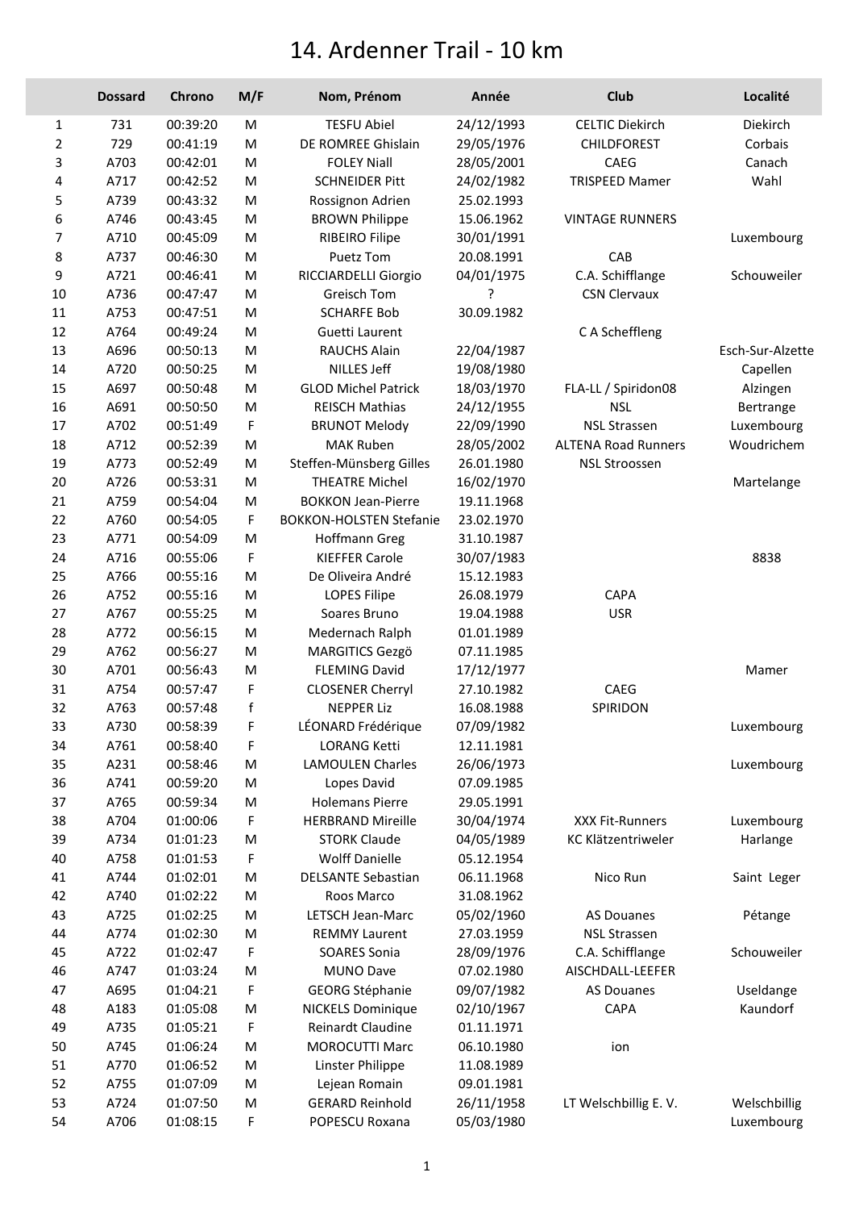# 14. Ardenner Trail - 10 km

| | Dossard | Chrono | M/F | Nom, Prénom | Année | Club | Localité |
|---|---|---|---|---|---|---|---|
| 1 | 731 | 00:39:20 | M | TESFU Abiel | 24/12/1993 | CELTIC Diekirch | Diekirch |
| 2 | 729 | 00:41:19 | M | DE ROMREE Ghislain | 29/05/1976 | CHILDFOREST | Corbais |
| 3 | A703 | 00:42:01 | M | FOLEY Niall | 28/05/2001 | CAEG | Canach |
| 4 | A717 | 00:42:52 | M | SCHNEIDER Pitt | 24/02/1982 | TRISPEED Mamer | Wahl |
| 5 | A739 | 00:43:32 | M | Rossignon Adrien | 25.02.1993 | | |
| 6 | A746 | 00:43:45 | M | BROWN Philippe | 15.06.1962 | VINTAGE RUNNERS | |
| 7 | A710 | 00:45:09 | M | RIBEIRO Filipe | 30/01/1991 | | Luxembourg |
| 8 | A737 | 00:46:30 | M | Puetz Tom | 20.08.1991 | CAB | |
| 9 | A721 | 00:46:41 | M | RICCIARDELLI Giorgio | 04/01/1975 | C.A. Schifflange | Schouweiler |
| 10 | A736 | 00:47:47 | M | Greisch Tom | ? | CSN Clervaux | |
| 11 | A753 | 00:47:51 | M | SCHARFE Bob | 30.09.1982 | | |
| 12 | A764 | 00:49:24 | M | Guetti Laurent | | C A Scheffleng | |
| 13 | A696 | 00:50:13 | M | RAUCHS Alain | 22/04/1987 | | Esch-Sur-Alzette |
| 14 | A720 | 00:50:25 | M | NILLES Jeff | 19/08/1980 | | Capellen |
| 15 | A697 | 00:50:48 | M | GLOD Michel Patrick | 18/03/1970 | FLA-LL / Spiridon08 | Alzingen |
| 16 | A691 | 00:50:50 | M | REISCH Mathias | 24/12/1955 | NSL | Bertrange |
| 17 | A702 | 00:51:49 | F | BRUNOT Melody | 22/09/1990 | NSL Strassen | Luxembourg |
| 18 | A712 | 00:52:39 | M | MAK Ruben | 28/05/2002 | ALTENA Road Runners | Woudrichem |
| 19 | A773 | 00:52:49 | M | Steffen-Münsberg Gilles | 26.01.1980 | NSL Stroossen | |
| 20 | A726 | 00:53:31 | M | THEATRE Michel | 16/02/1970 | | Martelange |
| 21 | A759 | 00:54:04 | M | BOKKON Jean-Pierre | 19.11.1968 | | |
| 22 | A760 | 00:54:05 | F | BOKKON-HOLSTEN Stefanie | 23.02.1970 | | |
| 23 | A771 | 00:54:09 | M | Hoffmann Greg | 31.10.1987 | | |
| 24 | A716 | 00:55:06 | F | KIEFFER Carole | 30/07/1983 | | 8838 |
| 25 | A766 | 00:55:16 | M | De Oliveira André | 15.12.1983 | | |
| 26 | A752 | 00:55:16 | M | LOPES Filipe | 26.08.1979 | CAPA | |
| 27 | A767 | 00:55:25 | M | Soares Bruno | 19.04.1988 | USR | |
| 28 | A772 | 00:56:15 | M | Medernach Ralph | 01.01.1989 | | |
| 29 | A762 | 00:56:27 | M | MARGITICS Gezgö | 07.11.1985 | | |
| 30 | A701 | 00:56:43 | M | FLEMING David | 17/12/1977 | | Mamer |
| 31 | A754 | 00:57:47 | F | CLOSENER Cherryl | 27.10.1982 | CAEG | |
| 32 | A763 | 00:57:48 | f | NEPPER Liz | 16.08.1988 | SPIRIDON | |
| 33 | A730 | 00:58:39 | F | LÉONARD Frédérique | 07/09/1982 | | Luxembourg |
| 34 | A761 | 00:58:40 | F | LORANG Ketti | 12.11.1981 | | |
| 35 | A231 | 00:58:46 | M | LAMOULEN Charles | 26/06/1973 | | Luxembourg |
| 36 | A741 | 00:59:20 | M | Lopes David | 07.09.1985 | | |
| 37 | A765 | 00:59:34 | M | Holemans Pierre | 29.05.1991 | | |
| 38 | A704 | 01:00:06 | F | HERBRAND Mireille | 30/04/1974 | XXX Fit-Runners | Luxembourg |
| 39 | A734 | 01:01:23 | M | STORK Claude | 04/05/1989 | KC Klätzentriweler | Harlange |
| 40 | A758 | 01:01:53 | F | Wolff Danielle | 05.12.1954 | | |
| 41 | A744 | 01:02:01 | M | DELSANTE Sebastian | 06.11.1968 | Nico Run | Saint Leger |
| 42 | A740 | 01:02:22 | M | Roos Marco | 31.08.1962 | | |
| 43 | A725 | 01:02:25 | M | LETSCH Jean-Marc | 05/02/1960 | AS Douanes | Pétange |
| 44 | A774 | 01:02:30 | M | REMMY Laurent | 27.03.1959 | NSL Strassen | |
| 45 | A722 | 01:02:47 | F | SOARES Sonia | 28/09/1976 | C.A. Schifflange | Schouweiler |
| 46 | A747 | 01:03:24 | M | MUNO Dave | 07.02.1980 | AISCHDALL-LEEFER | |
| 47 | A695 | 01:04:21 | F | GEORG Stéphanie | 09/07/1982 | AS Douanes | Useldange |
| 48 | A183 | 01:05:08 | M | NICKELS Dominique | 02/10/1967 | CAPA | Kaundorf |
| 49 | A735 | 01:05:21 | F | Reinardt Claudine | 01.11.1971 | | |
| 50 | A745 | 01:06:24 | M | MOROCUTTI Marc | 06.10.1980 | ion | |
| 51 | A770 | 01:06:52 | M | Linster Philippe | 11.08.1989 | | |
| 52 | A755 | 01:07:09 | M | Lejean Romain | 09.01.1981 | | |
| 53 | A724 | 01:07:50 | M | GERARD Reinhold | 26/11/1958 | LT Welschbillig E. V. | Welschbillig |
| 54 | A706 | 01:08:15 | F | POPESCU Roxana | 05/03/1980 | | Luxembourg |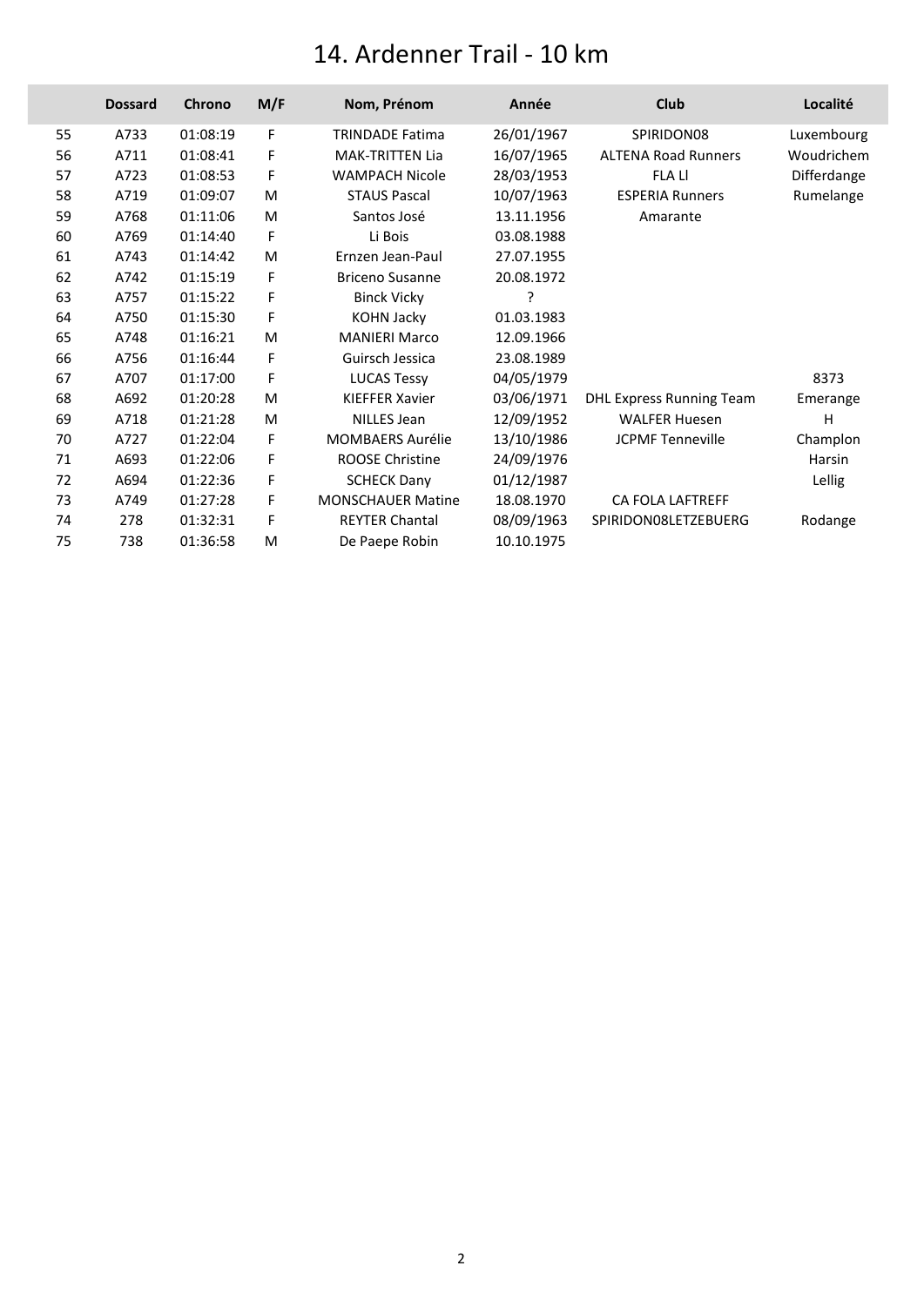# 14. Ardenner Trail - 10 km

| | Dossard | Chrono | M/F | Nom, Prénom | Année | Club | Localité |
|---|---|---|---|---|---|---|---|
| 55 | A733 | 01:08:19 | F | TRINDADE Fatima | 26/01/1967 | SPIRIDON08 | Luxembourg |
| 56 | A711 | 01:08:41 | F | MAK-TRITTEN Lia | 16/07/1965 | ALTENA Road Runners | Woudrichem |
| 57 | A723 | 01:08:53 | F | WAMPACH Nicole | 28/03/1953 | FLA Ll | Differdange |
| 58 | A719 | 01:09:07 | M | STAUS Pascal | 10/07/1963 | ESPERIA Runners | Rumelange |
| 59 | A768 | 01:11:06 | M | Santos José | 13.11.1956 | Amarante | |
| 60 | A769 | 01:14:40 | F | Li Bois | 03.08.1988 | | |
| 61 | A743 | 01:14:42 | M | Ernzen Jean-Paul | 27.07.1955 | | |
| 62 | A742 | 01:15:19 | F | Briceno Susanne | 20.08.1972 | | |
| 63 | A757 | 01:15:22 | F | Binck Vicky | ? | | |
| 64 | A750 | 01:15:30 | F | KOHN Jacky | 01.03.1983 | | |
| 65 | A748 | 01:16:21 | M | MANIERI Marco | 12.09.1966 | | |
| 66 | A756 | 01:16:44 | F | Guirsch Jessica | 23.08.1989 | | |
| 67 | A707 | 01:17:00 | F | LUCAS Tessy | 04/05/1979 | | 8373 |
| 68 | A692 | 01:20:28 | M | KIEFFER Xavier | 03/06/1971 | DHL Express Running Team | Emerange |
| 69 | A718 | 01:21:28 | M | NILLES Jean | 12/09/1952 | WALFER Huesen | H |
| 70 | A727 | 01:22:04 | F | MOMBAERS Aurélie | 13/10/1986 | JCPMF Tenneville | Champlon |
| 71 | A693 | 01:22:06 | F | ROOSE Christine | 24/09/1976 | | Harsin |
| 72 | A694 | 01:22:36 | F | SCHECK Dany | 01/12/1987 | | Lellig |
| 73 | A749 | 01:27:28 | F | MONSCHAUER Matine | 18.08.1970 | CA FOLA LAFTREFF | |
| 74 | 278 | 01:32:31 | F | REYTER Chantal | 08/09/1963 | SPIRIDON08LETZEBUERG | Rodange |
| 75 | 738 | 01:36:58 | M | De Paepe Robin | 10.10.1975 | | |